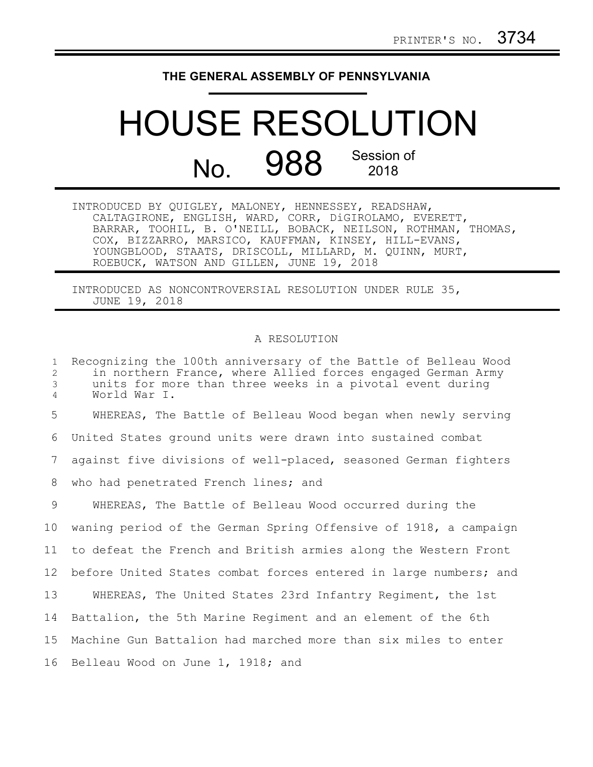PRINTER'S NO. 3734

# THE GENERAL ASSEMBLY OF PENNSYLVANIA

# HOUSE RESOLUTION

## No. 988 Session of 2018

INTRODUCED BY QUIGLEY, MALONEY, HENNESSEY, READSHAW, CALTAGIRONE, ENGLISH, WARD, CORR, DiGIROLAMO, EVERETT, BARRAR, TOOHIL, B. O'NEILL, BOBACK, NEILSON, ROTHMAN, THOMAS, COX, BIZZARRO, MARSICO, KAUFFMAN, KINSEY, HILL-EVANS, YOUNGBLOOD, STAATS, DRISCOLL, MILLARD, M. QUINN, MURT, ROEBUCK, WATSON AND GILLEN, JUNE 19, 2018

INTRODUCED AS NONCONTROVERSIAL RESOLUTION UNDER RULE 35, JUNE 19, 2018

A RESOLUTION

1 Recognizing the 100th anniversary of the Battle of Belleau Wood
2 in northern France, where Allied forces engaged German Army
3 units for more than three weeks in a pivotal event during
4 World War I.

5 WHEREAS, The Battle of Belleau Wood began when newly serving
6 United States ground units were drawn into sustained combat
7 against five divisions of well-placed, seasoned German fighters
8 who had penetrated French lines; and

9 WHEREAS, The Battle of Belleau Wood occurred during the
10 waning period of the German Spring Offensive of 1918, a campaign
11 to defeat the French and British armies along the Western Front
12 before United States combat forces entered in large numbers; and

13 WHEREAS, The United States 23rd Infantry Regiment, the 1st
14 Battalion, the 5th Marine Regiment and an element of the 6th
15 Machine Gun Battalion had marched more than six miles to enter
16 Belleau Wood on June 1, 1918; and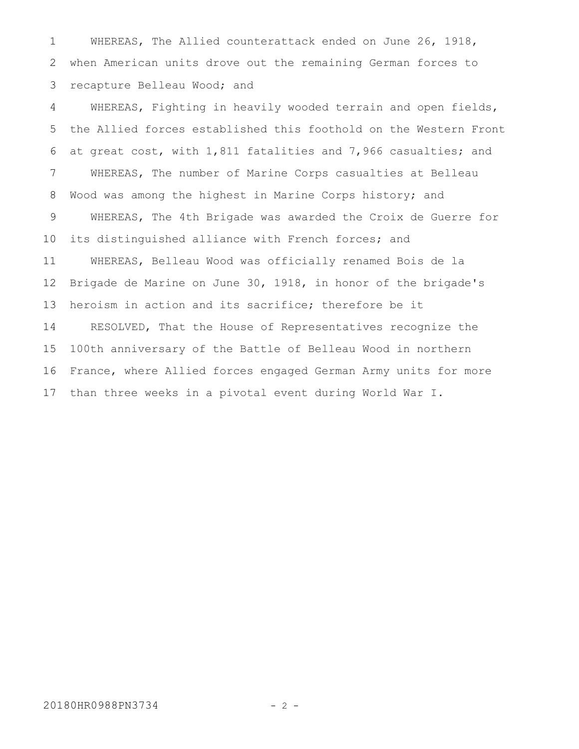WHEREAS, The Allied counterattack ended on June 26, 1918, when American units drove out the remaining German forces to recapture Belleau Wood; and

WHEREAS, Fighting in heavily wooded terrain and open fields, the Allied forces established this foothold on the Western Front at great cost, with 1,811 fatalities and 7,966 casualties; and

WHEREAS, The number of Marine Corps casualties at Belleau Wood was among the highest in Marine Corps history; and

WHEREAS, The 4th Brigade was awarded the Croix de Guerre for its distinguished alliance with French forces; and

WHEREAS, Belleau Wood was officially renamed Bois de la Brigade de Marine on June 30, 1918, in honor of the brigade's heroism in action and its sacrifice; therefore be it

RESOLVED, That the House of Representatives recognize the 100th anniversary of the Battle of Belleau Wood in northern France, where Allied forces engaged German Army units for more than three weeks in a pivotal event during World War I.